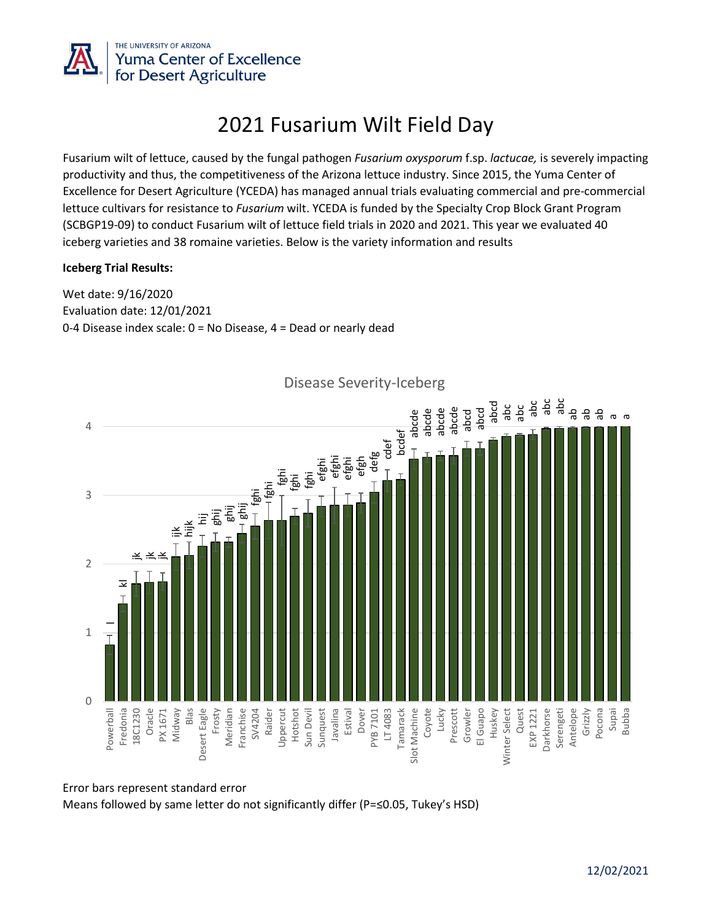THE UNIVERSITY OF ARIZONA
Yuma Center of Excellence for Desert Agriculture

# 2021 Fusarium Wilt Field Day

Fusarium wilt of lettuce, caused by the fungal pathogen *Fusarium oxysporum* f.sp. *lactucae,* is severely impacting productivity and thus, the competitiveness of the Arizona lettuce industry. Since 2015, the Yuma Center of Excellence for Desert Agriculture (YCEDA) has managed annual trials evaluating commercial and pre-commercial lettuce cultivars for resistance to *Fusarium* wilt. YCEDA is funded by the Specialty Crop Block Grant Program (SCBGP19-09) to conduct Fusarium wilt of lettuce field trials in 2020 and 2021. This year we evaluated 40 iceberg varieties and 38 romaine varieties. Below is the variety information and results

**Iceberg Trial Results:**

Wet date: 9/16/2020
Evaluation date: 12/01/2021
0-4 Disease index scale: 0 = No Disease, 4 = Dead or nearly dead

Disease Severity-Iceberg

| Variety | Letters |
|---|---|
| Powerball | l |
| Fredonia | kl |
| 18C1230 | jk |
| Oracle | jk |
| PX 1671 | jk |
| Midway | ijk |
| Blas | hijk |
| Desert Eagle | hij |
| Frosty | ghij |
| Meridian | ghij |
| Franchise | ghij |
| SV4204 | fghi |
| Raider | fghi |
| Uppercut | fghi |
| Hotshot | fghi |
| Sun Devil | fghi |
| Sunquest | efghi |
| Javalina | efghi |
| Estival | efghi |
| Dover | efgh |
| PYB 7101 | defg |
| LT 4083 | cdef |
| Tamarack | bcdef |
| Slot Machine | abcde |
| Coyote | abcde |
| Lucky | abcde |
| Prescott | abcde |
| Growler | abcd |
| El Guapo | abcd |
| Huskey | abcd |
| Winter Select | abc |
| Quest | abc |
| EXP 1221 | abc |
| Darkhorse | abc |
| Serengeti | abc |
| Antelope | ab |
| Grizzly | ab |
| Pocona | ab |
| Supai | a |
| Bubba | a |

Error bars represent standard error
Means followed by same letter do not significantly differ (P=≤0.05, Tukey's HSD)

12/02/2021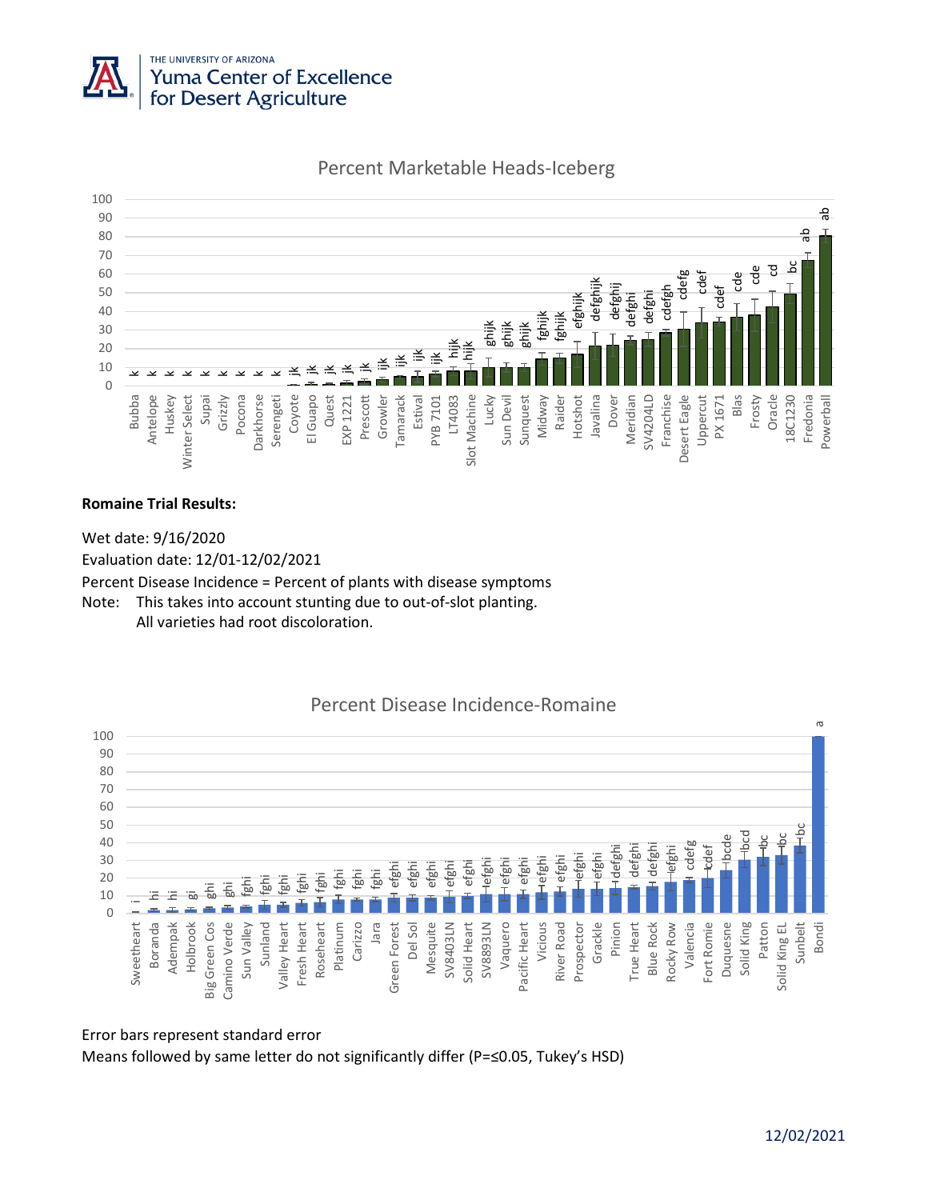THE UNIVERSITY OF ARIZONA
Yuma Center of Excellence for Desert Agriculture

Percent Marketable Heads-Iceberg

100
90
80
70
60
50
40
30
20
10
0

Bubba k
Antelope k
Huskey k
Winter Select k
Supai k
Grizzly k
Pocona k
Darkhorse k
Serengeti k
Coyote jk
El Guapo jk
Quest jk
EXP 1221 jk
Prescott jk
Growler ijk
Tamarack ijk
Estival ijk
PYB 7101 ijk
LT4083 hijk
Slot Machine hijk
Lucky ghijk
Sun Devil ghijk
Sunquest ghijk
Midway fghijk
Raider fghijk
Hotshot efghijk
Javalina defghijk
Dover defghij
Meridian defghi
SV4204LD defghi
Franchise cdefgh
Desert Eagle cdefg
Uppercut cdef
PX 1671 cdef
Blas cde
Frosty cde
Oracle cd
18C1230 bc
Fredonia ab
Powerball ab

**Romaine Trial Results:**

Wet date: 9/16/2020

Evaluation date: 12/01-12/02/2021

Percent Disease Incidence = Percent of plants with disease symptoms

Note: This takes into account stunting due to out-of-slot planting.
All varieties had root discoloration.

Percent Disease Incidence-Romaine

100
90
80
70
60
50
40
30
20
10
0

Sweetheart i
Boranda hi
Adempak hi
Holbrook gi
Big Green Cos ghi
Camino Verde ghi
Sun Valley fghi
Sunland fghi
Valley Heart fghi
Fresh Heart fghi
Roseheart fghi
Platinum fghi
Carizzo fghi
Jara fghi
Green Forest efghi
Del Sol efghi
Mesquite efghi
SV8403LN efghi
Solid Heart efghi
SV8893LN efghi
Vaquero efghi
Pacific Heart efghi
Vicious efghi
River Road efghi
Prospector efghi
Grackle efghi
Pinion defghi
True Heart defghi
Blue Rock defghi
Rocky Row efghi
Valencia cdefg
Fort Romie cdef
Duquesne bcde
Solid King bcd
Patton bc
Solid King EL bc
Sunbelt bc
Bondi a

Error bars represent standard error

Means followed by same letter do not significantly differ (P=≤0.05, Tukey's HSD)

12/02/2021